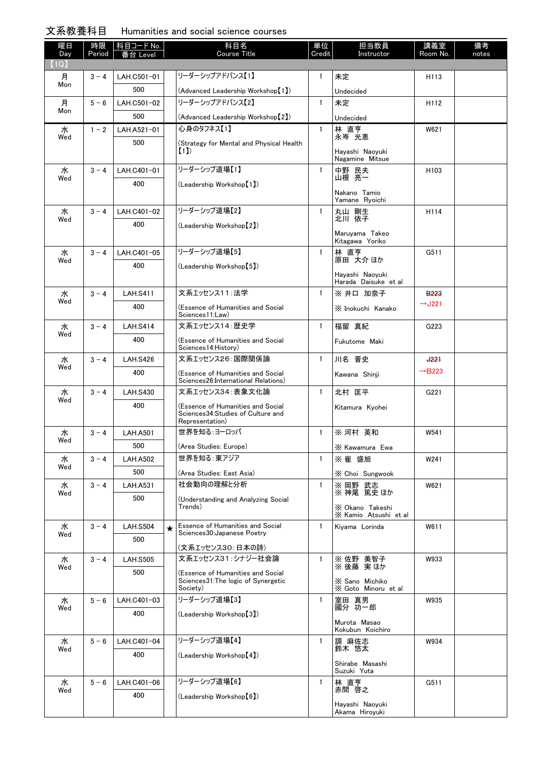## 文系教養科目　Humanities and social science courses

| 曜日 Day | 時限 Period | 科目コード No. 番台 Level | | 科目名 Course Title | 単位 Credit | 担当教員 Instructor | 講義室 Room No. | 備考 notes |
|---|---|---|---|---|---|---|---|---|
| 【1Q】 | | | | | | | | |
| 月 Mon | 3－4 | LAH.C501－01 500 | | リーダーシップアドバンス【1】 (Advanced Leadership Workshop【1】) | 1 | 未定 Undecided | H113 | |
| 月 Mon | 5－6 | LAH.C501－02 500 | | リーダーシップアドバンス【2】 (Advanced Leadership Workshop【2】) | 1 | 未定 Undecided | H112 | |
| 水 Wed | 1－2 | LAH.A521－01 500 | | 心身のタフネス【1】 (Strategy for Mental and Physical Health【1】) | 1 | 林　直亨 永岑　光恵 Hayashi　Naoyuki Nagamine　Mitsue | W621 | |
| 水 Wed | 3－4 | LAH.C401－01 400 | | リーダーシップ道場【1】 (Leadership Workshop【1】) | 1 | 中野　民夫 山根　亮一 Nakano　Tamio Yamane　Ryoichi | H103 | |
| 水 Wed | 3－4 | LAH.C401－02 400 | | リーダーシップ道場【2】 (Leadership Workshop【2】) | 1 | 丸山　剛生 北川　依子 Maruyama　Takeo Kitagawa　Yoriko | H114 | |
| 水 Wed | 3－4 | LAH.C401－05 400 | | リーダーシップ道場【5】 (Leadership Workshop【5】) | 1 | 林　直亨 原田　大介 ほか Hayashi　Naoyuki Harada　Daisuke　et al | G511 | |
| 水 Wed | 3－4 | LAH.S411 400 | | 文系エッセンス11：法学 (Essence of Humanities and Social Sciences11:Law) | 1 | ※ 井口　加奈子 ※ Inokuchi　Kanako | ~~B223~~ →J221 | |
| 水 Wed | 3－4 | LAH.S414 400 | | 文系エッセンス14：歴史学 (Essence of Humanities and Social Sciences14:History) | 1 | 福留　真紀 Fukutome　Maki | G223 | |
| 水 Wed | 3－4 | LAH.S426 400 | | 文系エッセンス26：国際関係論 (Essence of Humanities and Social Sciences26:International Relations) | 1 | 川名　晋史 Kawana　Shinji | ~~J221~~ →B223 | |
| 水 Wed | 3－4 | LAH.S430 400 | | 文系エッセンス34：表象文化論 (Essence of Humanities and Social Sciences34:Studies of Culture and Representation) | 1 | 北村　匡平 Kitamura　Kyohei | G221 | |
| 水 Wed | 3－4 | LAH.A501 500 | | 世界を知る：ヨーロッパ (Area Studies: Europe) | 1 | ※ 河村　英和 ※ Kawamura　Ewa | W541 | |
| 水 Wed | 3－4 | LAH.A502 500 | | 世界を知る：東アジア (Area Studies: East Asia) | 1 | ※ 崔　盛旭 ※ Choi　Sungwook | W241 | |
| 水 Wed | 3－4 | LAH.A531 500 | | 社会動向の理解と分析 (Understanding and Analyzing Social Trends) | 1 | ※ 岡野　武志 ※ 神尾　篤史 ほか ※ Okano　Takeshi ※ Kamio　Atsushi　et al | W621 | |
| 水 Wed | 3－4 | LAH.S504 500 | ★ | Essence of Humanities and Social Sciences30:Japanese Poetry (文系エッセンス30：日本の詩) | 1 | Kiyama　Lorinda | W611 | |
| 水 Wed | 3－4 | LAH.S505 500 | | 文系エッセンス31：シナジー社会論 (Essence of Humanities and Social Sciences31:The logic of Synergetic Society) | 1 | ※ 佐野　美智子 ※ 後藤　実 ほか ※ Sano　Michiko ※ Goto　Minoru　et al | W933 | |
| 水 Wed | 5－6 | LAH.C401－03 400 | | リーダーシップ道場【3】 (Leadership Workshop【3】) | 1 | 室田　真男 國分　功一郎 Murota　Masao Kokubun　Koichiro | W935 | |
| 水 Wed | 5－6 | LAH.C401－04 400 | | リーダーシップ道場【4】 (Leadership Workshop【4】) | 1 | 調　麻佐志 鈴木　悠太 Shirabe　Masashi Suzuki　Yuta | W934 | |
| 水 Wed | 5－6 | LAH.C401－06 400 | | リーダーシップ道場【6】 (Leadership Workshop【6】) | 1 | 林　直亨 赤間　啓之 Hayashi　Naoyuki Akama　Hiroyuki | G511 | |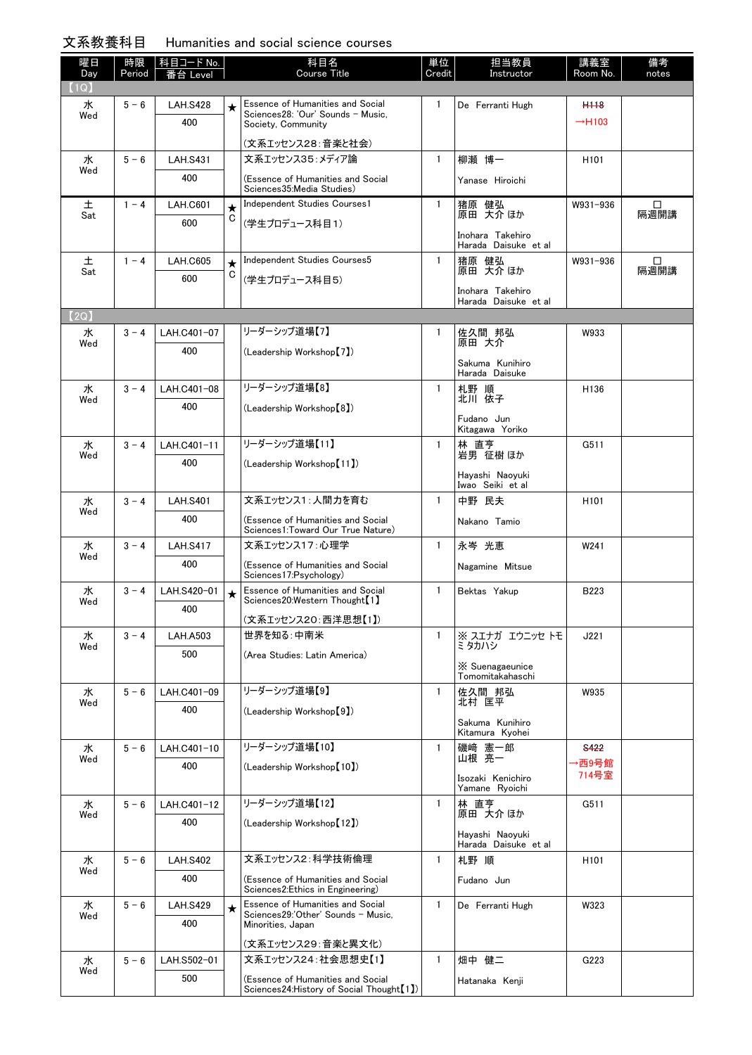# 文系教養科目　Humanities and social science courses

| 曜日 Day | 時限 Period | 科目コード No. / 番台 Level | | 科目名 Course Title | 単位 Credit | 担当教員 Instructor | 講義室 Room No. | 備考 notes |
|---|---|---|---|---|---|---|---|---|
| 【1Q】 | | | | | | | | |
| 水 Wed | 5－6 | LAH.S428 / 400 | ★ | Essence of Humanities and Social Sciences28: 'Our' Sounds – Music, Society, Community (文系エッセンス28：音楽と社会) | 1 | De Ferranti Hugh | ~~H118~~ →H103 | |
| 水 Wed | 5－6 | LAH.S431 / 400 | | 文系エッセンス35：メディア論 (Essence of Humanities and Social Sciences35:Media Studies) | 1 | 柳瀬 博一 Yanase Hiroichi | H101 | |
| 土 Sat | 1－4 | LAH.C601 / 600 | ★ C | Independent Studies Courses1 (学生プロデュース科目1) | 1 | 猪原 健弘 原田 大介 ほか Inohara Takehiro Harada Daisuke et al | W931−936 | □ 隔週開講 |
| 土 Sat | 1－4 | LAH.C605 / 600 | ★ C | Independent Studies Courses5 (学生プロデュース科目5) | 1 | 猪原 健弘 原田 大介 ほか Inohara Takehiro Harada Daisuke et al | W931−936 | □ 隔週開講 |
| 【2Q】 | | | | | | | | |
| 水 Wed | 3－4 | LAH.C401−07 / 400 | | リーダーシップ道場【7】 (Leadership Workshop【7】) | 1 | 佐久間 邦弘 原田 大介 Sakuma Kunihiro Harada Daisuke | W933 | |
| 水 Wed | 3－4 | LAH.C401−08 / 400 | | リーダーシップ道場【8】 (Leadership Workshop【8】) | 1 | 札野 順 北川 依子 Fudano Jun Kitagawa Yoriko | H136 | |
| 水 Wed | 3－4 | LAH.C401−11 / 400 | | リーダーシップ道場【11】 (Leadership Workshop【11】) | 1 | 林 直亨 岩男 征樹 ほか Hayashi Naoyuki Iwao Seiki et al | G511 | |
| 水 Wed | 3－4 | LAH.S401 / 400 | | 文系エッセンス1：人間力を育む (Essence of Humanities and Social Sciences1:Toward Our True Nature) | 1 | 中野 民夫 Nakano Tamio | H101 | |
| 水 Wed | 3－4 | LAH.S417 / 400 | | 文系エッセンス17：心理学 (Essence of Humanities and Social Sciences17:Psychology) | 1 | 永岑 光恵 Nagamine Mitsue | W241 | |
| 水 Wed | 3－4 | LAH.S420−01 / 400 | ★ | Essence of Humanities and Social Sciences20:Western Thought【1】 (文系エッセンス20：西洋思想【1】) | 1 | Bektas Yakup | B223 | |
| 水 Wed | 3－4 | LAH.A503 / 500 | | 世界を知る：中南米 (Area Studies: Latin America) | 1 | ※ スエナガ エウニッセ トモミタカハシ ※ Suenagaeunice Tomomitakahaschi | J221 | |
| 水 Wed | 5－6 | LAH.C401−09 / 400 | | リーダーシップ道場【9】 (Leadership Workshop【9】) | 1 | 佐久間 邦弘 北村 匡平 Sakuma Kunihiro Kitamura Kyohei | W935 | |
| 水 Wed | 5－6 | LAH.C401−10 / 400 | | リーダーシップ道場【10】 (Leadership Workshop【10】) | 1 | 磯﨑 憲一郎 山根 亮一 Isozaki Kenichiro Yamane Ryoichi | ~~S422~~ →西9号館714号室 | |
| 水 Wed | 5－6 | LAH.C401−12 / 400 | | リーダーシップ道場【12】 (Leadership Workshop【12】) | 1 | 林 直亨 原田 大介 ほか Hayashi Naoyuki Harada Daisuke et al | G511 | |
| 水 Wed | 5－6 | LAH.S402 / 400 | | 文系エッセンス2：科学技術倫理 (Essence of Humanities and Social Sciences2:Ethics in Engineering) | 1 | 札野 順 Fudano Jun | H101 | |
| 水 Wed | 5－6 | LAH.S429 / 400 | ★ | Essence of Humanities and Social Sciences29:'Other' Sounds – Music, Minorities, Japan (文系エッセンス29：音楽と異文化) | 1 | De Ferranti Hugh | W323 | |
| 水 Wed | 5－6 | LAH.S502−01 / 500 | | 文系エッセンス24：社会思想史【1】 (Essence of Humanities and Social Sciences24:History of Social Thought【1】) | 1 | 畑中 健二 Hatanaka Kenji | G223 | |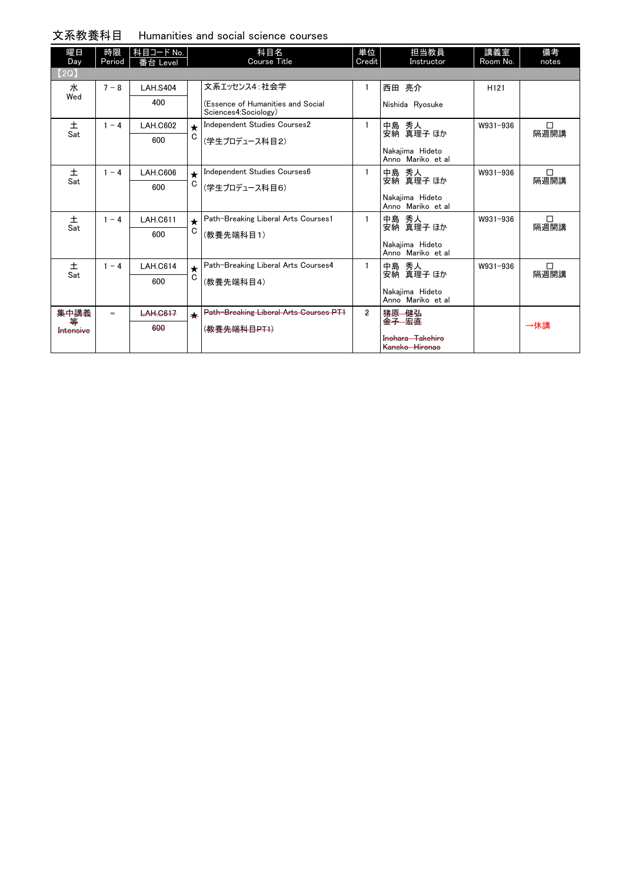## 文系教養科目　Humanities and social science courses

| 曜日 Day | 時限 Period | 科目コード No. / 番台 Level | | 科目名 Course Title | 単位 Credit | 担当教員 Instructor | 講義室 Room No. | 備考 notes |
|---|---|---|---|---|---|---|---|---|
| 【2Q】 | | | | | | | | |
| 水 Wed | 7 － 8 | LAH.S404 / 400 | | 文系エッセンス4：社会学 (Essence of Humanities and Social Sciences4:Sociology) | 1 | 西田　亮介 Nishida Ryosuke | H121 | |
| 土 Sat | 1 － 4 | LAH.C602 / 600 | ★ C | Independent Studies Courses2 (学生プロデュース科目2) | 1 | 中島　秀人 安納　真理子 ほか Nakajima Hideto Anno Mariko et al | W931−936 | □ 隔週開講 |
| 土 Sat | 1 － 4 | LAH.C606 / 600 | ★ C | Independent Studies Courses6 (学生プロデュース科目6) | 1 | 中島　秀人 安納　真理子 ほか Nakajima Hideto Anno Mariko et al | W931−936 | □ 隔週開講 |
| 土 Sat | 1 － 4 | LAH.C611 / 600 | ★ C | Path−Breaking Liberal Arts Courses1 (教養先端科目1) | 1 | 中島　秀人 安納　真理子 ほか Nakajima Hideto Anno Mariko et al | W931−936 | □ 隔週開講 |
| 土 Sat | 1 － 4 | LAH.C614 / 600 | ★ C | Path−Breaking Liberal Arts Courses4 (教養先端科目4) | 1 | 中島　秀人 安納　真理子 ほか Nakajima Hideto Anno Mariko et al | W931−936 | □ 隔週開講 |
| ~~集中講義等 Intensive~~ | ＝ | ~~LAH.C617 / 600~~ | ★ | ~~Path−Breaking Liberal Arts Courses PT1 (教養先端科目PT1)~~ | ~~2~~ | ~~猪原　健弘 金子　宏直 Inohara Takehiro Kaneko Hironao~~ | | →休講 |